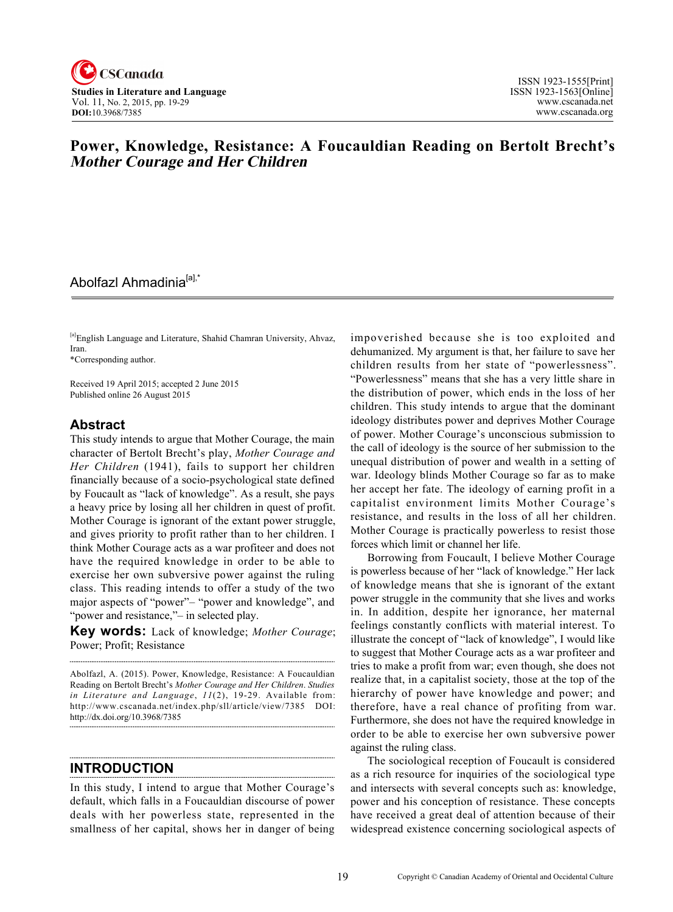# Power, Knowledge, Resistance: A Foucauldian Reading on Bertolt Brecht's *Mother Courage and Her Children*

Abolfazl Ahmadinia[a],*

[a]English Language and Literature, Shahid Chamran University, Ahvaz, Iran.
*Corresponding author.

Received 19 April 2015; accepted 2 June 2015
Published online 26 August 2015

## Abstract

This study intends to argue that Mother Courage, the main character of Bertolt Brecht's play, *Mother Courage and Her Children* (1941), fails to support her children financially because of a socio-psychological state defined by Foucault as "lack of knowledge". As a result, she pays a heavy price by losing all her children in quest of profit. Mother Courage is ignorant of the extant power struggle, and gives priority to profit rather than to her children. I think Mother Courage acts as a war profiteer and does not have the required knowledge in order to be able to exercise her own subversive power against the ruling class. This reading intends to offer a study of the two major aspects of "power"– "power and knowledge", and "power and resistance,"– in selected play.

**Key words:** Lack of knowledge; *Mother Courage*; Power; Profit; Resistance

Abolfazl, A. (2015). Power, Knowledge, Resistance: A Foucauldian Reading on Bertolt Brecht's *Mother Courage and Her Children*. *Studies in Literature and Language*, *11*(2), 19-29. Available from: http://www.cscanada.net/index.php/sll/article/view/7385 DOI: http://dx.doi.org/10.3968/7385

## INTRODUCTION

In this study, I intend to argue that Mother Courage's default, which falls in a Foucauldian discourse of power deals with her powerless state, represented in the smallness of her capital, shows her in danger of being impoverished because she is too exploited and dehumanized. My argument is that, her failure to save her children results from her state of "powerlessness". "Powerlessness" means that she has a very little share in the distribution of power, which ends in the loss of her children. This study intends to argue that the dominant ideology distributes power and deprives Mother Courage of power. Mother Courage's unconscious submission to the call of ideology is the source of her submission to the unequal distribution of power and wealth in a setting of war. Ideology blinds Mother Courage so far as to make her accept her fate. The ideology of earning profit in a capitalist environment limits Mother Courage's resistance, and results in the loss of all her children. Mother Courage is practically powerless to resist those forces which limit or channel her life.

Borrowing from Foucault, I believe Mother Courage is powerless because of her "lack of knowledge." Her lack of knowledge means that she is ignorant of the extant power struggle in the community that she lives and works in. In addition, despite her ignorance, her maternal feelings constantly conflicts with material interest. To illustrate the concept of "lack of knowledge", I would like to suggest that Mother Courage acts as a war profiteer and tries to make a profit from war; even though, she does not realize that, in a capitalist society, those at the top of the hierarchy of power have knowledge and power; and therefore, have a real chance of profiting from war. Furthermore, she does not have the required knowledge in order to be able to exercise her own subversive power against the ruling class.

The sociological reception of Foucault is considered as a rich resource for inquiries of the sociological type and intersects with several concepts such as: knowledge, power and his conception of resistance. These concepts have received a great deal of attention because of their widespread existence concerning sociological aspects of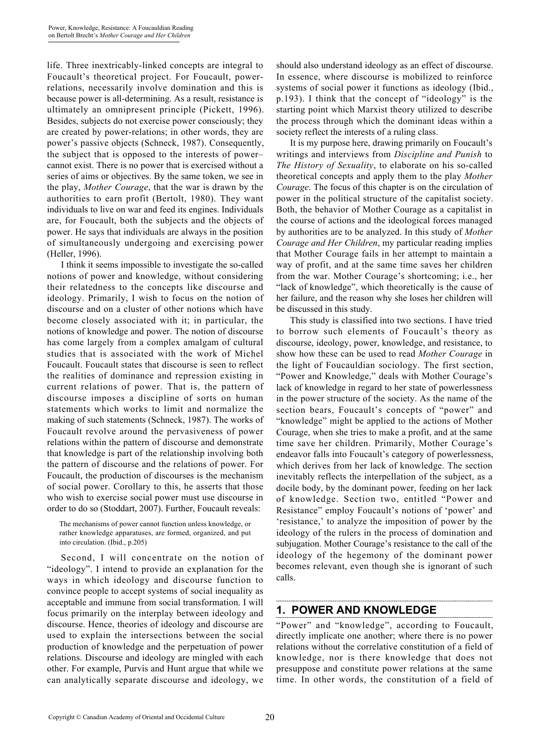life. Three inextricably-linked concepts are integral to Foucault's theoretical project. For Foucault, power-relations, necessarily involve domination and this is because power is all-determining. As a result, resistance is ultimately an omnipresent principle (Pickett, 1996). Besides, subjects do not exercise power consciously; they are created by power-relations; in other words, they are power's passive objects (Schneck, 1987). Consequently, the subject that is opposed to the interests of power– cannot exist. There is no power that is exercised without a series of aims or objectives. By the same token, we see in the play, *Mother Courage*, that the war is drawn by the authorities to earn profit (Bertolt, 1980). They want individuals to live on war and feed its engines. Individuals are, for Foucault, both the subjects and the objects of power. He says that individuals are always in the position of simultaneously undergoing and exercising power (Heller, 1996).

I think it seems impossible to investigate the so-called notions of power and knowledge, without considering their relatedness to the concepts like discourse and ideology. Primarily, I wish to focus on the notion of discourse and on a cluster of other notions which have become closely associated with it; in particular, the notions of knowledge and power. The notion of discourse has come largely from a complex amalgam of cultural studies that is associated with the work of Michel Foucault. Foucault states that discourse is seen to reflect the realities of dominance and repression existing in current relations of power. That is, the pattern of discourse imposes a discipline of sorts on human statements which works to limit and normalize the making of such statements (Schneck, 1987). The works of Foucault revolve around the pervasiveness of power relations within the pattern of discourse and demonstrate that knowledge is part of the relationship involving both the pattern of discourse and the relations of power. For Foucault, the production of discourses is the mechanism of social power. Corollary to this, he asserts that those who wish to exercise social power must use discourse in order to do so (Stoddart, 2007). Further, Foucault reveals:

> The mechanisms of power cannot function unless knowledge, or rather knowledge apparatuses, are formed, organized, and put into circulation. (Ibid., p.205)

Second, I will concentrate on the notion of "ideology". I intend to provide an explanation for the ways in which ideology and discourse function to convince people to accept systems of social inequality as acceptable and immune from social transformation. I will focus primarily on the interplay between ideology and discourse. Hence, theories of ideology and discourse are used to explain the intersections between the social production of knowledge and the perpetuation of power relations. Discourse and ideology are mingled with each other. For example, Purvis and Hunt argue that while we can analytically separate discourse and ideology, we should also understand ideology as an effect of discourse. In essence, where discourse is mobilized to reinforce systems of social power it functions as ideology (Ibid., p.193). I think that the concept of "ideology" is the starting point which Marxist theory utilized to describe the process through which the dominant ideas within a society reflect the interests of a ruling class.

It is my purpose here, drawing primarily on Foucault's writings and interviews from *Discipline and Punish* to *The History of Sexuality*, to elaborate on his so-called theoretical concepts and apply them to the play *Mother Courage*. The focus of this chapter is on the circulation of power in the political structure of the capitalist society. Both, the behavior of Mother Courage as a capitalist in the course of actions and the ideological forces managed by authorities are to be analyzed. In this study of *Mother Courage and Her Children*, my particular reading implies that Mother Courage fails in her attempt to maintain a way of profit, and at the same time saves her children from the war. Mother Courage's shortcoming; i.e., her "lack of knowledge", which theoretically is the cause of her failure, and the reason why she loses her children will be discussed in this study.

This study is classified into two sections. I have tried to borrow such elements of Foucault's theory as discourse, ideology, power, knowledge, and resistance, to show how these can be used to read *Mother Courage* in the light of Foucauldian sociology. The first section, "Power and Knowledge," deals with Mother Courage's lack of knowledge in regard to her state of powerlessness in the power structure of the society. As the name of the section bears, Foucault's concepts of "power" and "knowledge" might be applied to the actions of Mother Courage, when she tries to make a profit, and at the same time save her children. Primarily, Mother Courage's endeavor falls into Foucault's category of powerlessness, which derives from her lack of knowledge. The section inevitably reflects the interpellation of the subject, as a docile body, by the dominant power, feeding on her lack of knowledge. Section two, entitled "Power and Resistance" employ Foucault's notions of 'power' and 'resistance,' to analyze the imposition of power by the ideology of the rulers in the process of domination and subjugation. Mother Courage's resistance to the call of the ideology of the hegemony of the dominant power becomes relevant, even though she is ignorant of such calls.

## 1. POWER AND KNOWLEDGE

"Power" and "knowledge", according to Foucault, directly implicate one another; where there is no power relations without the correlative constitution of a field of knowledge, nor is there knowledge that does not presuppose and constitute power relations at the same time. In other words, the constitution of a field of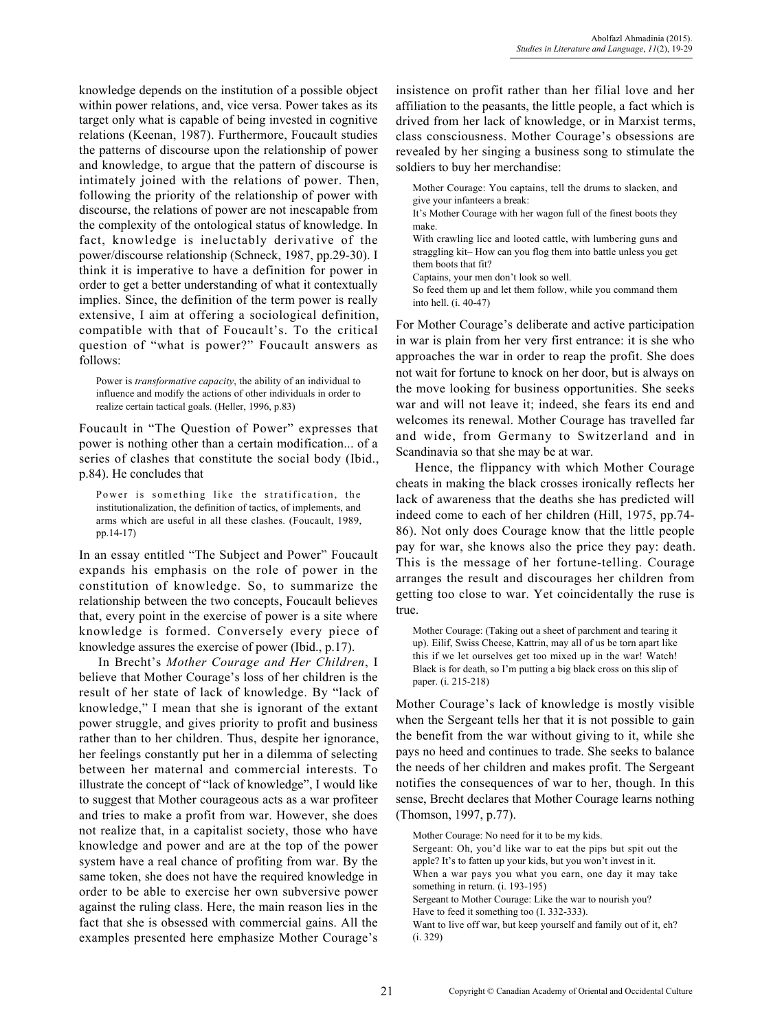knowledge depends on the institution of a possible object within power relations, and, vice versa. Power takes as its target only what is capable of being invested in cognitive relations (Keenan, 1987). Furthermore, Foucault studies the patterns of discourse upon the relationship of power and knowledge, to argue that the pattern of discourse is intimately joined with the relations of power. Then, following the priority of the relationship of power with discourse, the relations of power are not inescapable from the complexity of the ontological status of knowledge. In fact, knowledge is ineluctably derivative of the power/discourse relationship (Schneck, 1987, pp.29-30). I think it is imperative to have a definition for power in order to get a better understanding of what it contextually implies. Since, the definition of the term power is really extensive, I aim at offering a sociological definition, compatible with that of Foucault's. To the critical question of "what is power?" Foucault answers as follows:

> Power is *transformative capacity*, the ability of an individual to influence and modify the actions of other individuals in order to realize certain tactical goals. (Heller, 1996, p.83)

Foucault in "The Question of Power" expresses that power is nothing other than a certain modification... of a series of clashes that constitute the social body (Ibid., p.84). He concludes that

> Power is something like the stratification, the institutionalization, the definition of tactics, of implements, and arms which are useful in all these clashes. (Foucault, 1989, pp.14-17)

In an essay entitled "The Subject and Power" Foucault expands his emphasis on the role of power in the constitution of knowledge. So, to summarize the relationship between the two concepts, Foucault believes that, every point in the exercise of power is a site where knowledge is formed. Conversely every piece of knowledge assures the exercise of power (Ibid., p.17).

In Brecht's *Mother Courage and Her Children*, I believe that Mother Courage's loss of her children is the result of her state of lack of knowledge. By "lack of knowledge," I mean that she is ignorant of the extant power struggle, and gives priority to profit and business rather than to her children. Thus, despite her ignorance, her feelings constantly put her in a dilemma of selecting between her maternal and commercial interests. To illustrate the concept of "lack of knowledge", I would like to suggest that Mother courageous acts as a war profiteer and tries to make a profit from war. However, she does not realize that, in a capitalist society, those who have knowledge and power and are at the top of the power system have a real chance of profiting from war. By the same token, she does not have the required knowledge in order to be able to exercise her own subversive power against the ruling class. Here, the main reason lies in the fact that she is obsessed with commercial gains. All the examples presented here emphasize Mother Courage's insistence on profit rather than her filial love and her affiliation to the peasants, the little people, a fact which is drived from her lack of knowledge, or in Marxist terms, class consciousness. Mother Courage's obsessions are revealed by her singing a business song to stimulate the soldiers to buy her merchandise:

> Mother Courage: You captains, tell the drums to slacken, and give your infanteers a break:
> It's Mother Courage with her wagon full of the finest boots they make.
> With crawling lice and looted cattle, with lumbering guns and straggling kit– How can you flog them into battle unless you get them boots that fit?
> Captains, your men don't look so well.
> So feed them up and let them follow, while you command them into hell. (i. 40-47)

For Mother Courage's deliberate and active participation in war is plain from her very first entrance: it is she who approaches the war in order to reap the profit. She does not wait for fortune to knock on her door, but is always on the move looking for business opportunities. She seeks war and will not leave it; indeed, she fears its end and welcomes its renewal. Mother Courage has travelled far and wide, from Germany to Switzerland and in Scandinavia so that she may be at war.

Hence, the flippancy with which Mother Courage cheats in making the black crosses ironically reflects her lack of awareness that the deaths she has predicted will indeed come to each of her children (Hill, 1975, pp.74-86). Not only does Courage know that the little people pay for war, she knows also the price they pay: death. This is the message of her fortune-telling. Courage arranges the result and discourages her children from getting too close to war. Yet coincidentally the ruse is true.

> Mother Courage: (Taking out a sheet of parchment and tearing it up). Eilif, Swiss Cheese, Kattrin, may all of us be torn apart like this if we let ourselves get too mixed up in the war! Watch! Black is for death, so I'm putting a big black cross on this slip of paper. (i. 215-218)

Mother Courage's lack of knowledge is mostly visible when the Sergeant tells her that it is not possible to gain the benefit from the war without giving to it, while she pays no heed and continues to trade. She seeks to balance the needs of her children and makes profit. The Sergeant notifies the consequences of war to her, though. In this sense, Brecht declares that Mother Courage learns nothing (Thomson, 1997, p.77).

> Mother Courage: No need for it to be my kids.
> Sergeant: Oh, you'd like war to eat the pips but spit out the apple? It's to fatten up your kids, but you won't invest in it.
> When a war pays you what you earn, one day it may take something in return. (i. 193-195)
> Sergeant to Mother Courage: Like the war to nourish you?
> Have to feed it something too (I. 332-333).
> Want to live off war, but keep yourself and family out of it, eh? (i. 329)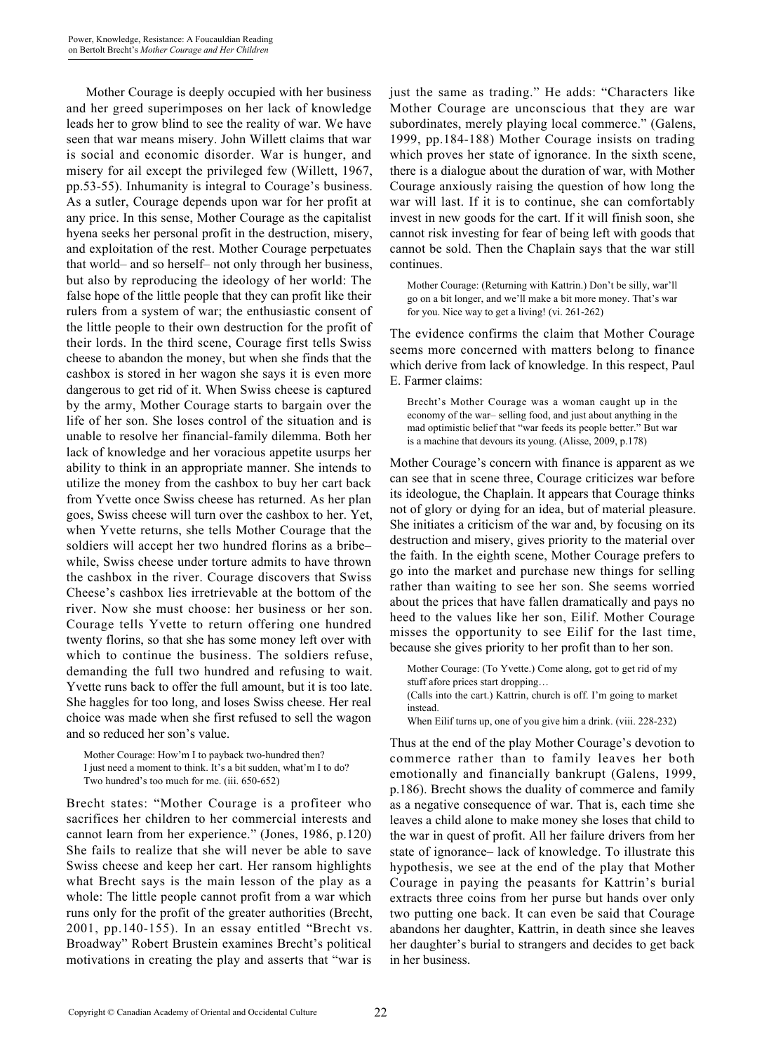Mother Courage is deeply occupied with her business and her greed superimposes on her lack of knowledge leads her to grow blind to see the reality of war. We have seen that war means misery. John Willett claims that war is social and economic disorder. War is hunger, and misery for ail except the privileged few (Willett, 1967, pp.53-55). Inhumanity is integral to Courage's business. As a sutler, Courage depends upon war for her profit at any price. In this sense, Mother Courage as the capitalist hyena seeks her personal profit in the destruction, misery, and exploitation of the rest. Mother Courage perpetuates that world– and so herself– not only through her business, but also by reproducing the ideology of her world: The false hope of the little people that they can profit like their rulers from a system of war; the enthusiastic consent of the little people to their own destruction for the profit of their lords. In the third scene, Courage first tells Swiss cheese to abandon the money, but when she finds that the cashbox is stored in her wagon she says it is even more dangerous to get rid of it. When Swiss cheese is captured by the army, Mother Courage starts to bargain over the life of her son. She loses control of the situation and is unable to resolve her financial-family dilemma. Both her lack of knowledge and her voracious appetite usurps her ability to think in an appropriate manner. She intends to utilize the money from the cashbox to buy her cart back from Yvette once Swiss cheese has returned. As her plan goes, Swiss cheese will turn over the cashbox to her. Yet, when Yvette returns, she tells Mother Courage that the soldiers will accept her two hundred florins as a bribe– while, Swiss cheese under torture admits to have thrown the cashbox in the river. Courage discovers that Swiss Cheese's cashbox lies irretrievable at the bottom of the river. Now she must choose: her business or her son. Courage tells Yvette to return offering one hundred twenty florins, so that she has some money left over with which to continue the business. The soldiers refuse, demanding the full two hundred and refusing to wait. Yvette runs back to offer the full amount, but it is too late. She haggles for too long, and loses Swiss cheese. Her real choice was made when she first refused to sell the wagon and so reduced her son's value.

> Mother Courage: How'm I to payback two-hundred then?
> I just need a moment to think. It's a bit sudden, what'm I to do?
> Two hundred's too much for me. (iii. 650-652)

Brecht states: "Mother Courage is a profiteer who sacrifices her children to her commercial interests and cannot learn from her experience." (Jones, 1986, p.120) She fails to realize that she will never be able to save Swiss cheese and keep her cart. Her ransom highlights what Brecht says is the main lesson of the play as a whole: The little people cannot profit from a war which runs only for the profit of the greater authorities (Brecht, 2001, pp.140-155). In an essay entitled "Brecht vs. Broadway" Robert Brustein examines Brecht's political motivations in creating the play and asserts that "war is just the same as trading." He adds: "Characters like Mother Courage are unconscious that they are war subordinates, merely playing local commerce." (Galens, 1999, pp.184-188) Mother Courage insists on trading which proves her state of ignorance. In the sixth scene, there is a dialogue about the duration of war, with Mother Courage anxiously raising the question of how long the war will last. If it is to continue, she can comfortably invest in new goods for the cart. If it will finish soon, she cannot risk investing for fear of being left with goods that cannot be sold. Then the Chaplain says that the war still continues.

> Mother Courage: (Returning with Kattrin.) Don't be silly, war'll go on a bit longer, and we'll make a bit more money. That's war for you. Nice way to get a living! (vi. 261-262)

The evidence confirms the claim that Mother Courage seems more concerned with matters belong to finance which derive from lack of knowledge. In this respect, Paul E. Farmer claims:

> Brecht's Mother Courage was a woman caught up in the economy of the war– selling food, and just about anything in the mad optimistic belief that "war feeds its people better." But war is a machine that devours its young. (Alisse, 2009, p.178)

Mother Courage's concern with finance is apparent as we can see that in scene three, Courage criticizes war before its ideologue, the Chaplain. It appears that Courage thinks not of glory or dying for an idea, but of material pleasure. She initiates a criticism of the war and, by focusing on its destruction and misery, gives priority to the material over the faith. In the eighth scene, Mother Courage prefers to go into the market and purchase new things for selling rather than waiting to see her son. She seems worried about the prices that have fallen dramatically and pays no heed to the values like her son, Eilif. Mother Courage misses the opportunity to see Eilif for the last time, because she gives priority to her profit than to her son.

> Mother Courage: (To Yvette.) Come along, got to get rid of my stuff afore prices start dropping…
> (Calls into the cart.) Kattrin, church is off. I'm going to market instead.
> When Eilif turns up, one of you give him a drink. (viii. 228-232)

Thus at the end of the play Mother Courage's devotion to commerce rather than to family leaves her both emotionally and financially bankrupt (Galens, 1999, p.186). Brecht shows the duality of commerce and family as a negative consequence of war. That is, each time she leaves a child alone to make money she loses that child to the war in quest of profit. All her failure drivers from her state of ignorance– lack of knowledge. To illustrate this hypothesis, we see at the end of the play that Mother Courage in paying the peasants for Kattrin's burial extracts three coins from her purse but hands over only two putting one back. It can even be said that Courage abandons her daughter, Kattrin, in death since she leaves her daughter's burial to strangers and decides to get back in her business.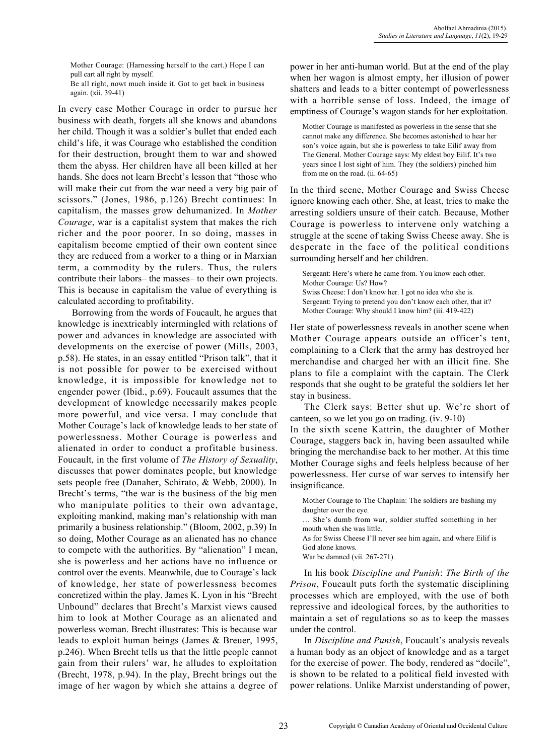> Mother Courage: (Harnessing herself to the cart.) Hope I can pull cart all right by myself.
> Be all right, nowt much inside it. Got to get back in business again. (xii. 39-41)

In every case Mother Courage in order to pursue her business with death, forgets all she knows and abandons her child. Though it was a soldier's bullet that ended each child's life, it was Courage who established the condition for their destruction, brought them to war and showed them the abyss. Her children have all been killed at her hands. She does not learn Brecht's lesson that "those who will make their cut from the war need a very big pair of scissors." (Jones, 1986, p.126) Brecht continues: In capitalism, the masses grow dehumanized. In *Mother Courage*, war is a capitalist system that makes the rich richer and the poor poorer. In so doing, masses in capitalism become emptied of their own content since they are reduced from a worker to a thing or in Marxian term, a commodity by the rulers. Thus, the rulers contribute their labors– the masses– to their own projects. This is because in capitalism the value of everything is calculated according to profitability.

Borrowing from the words of Foucault, he argues that knowledge is inextricably intermingled with relations of power and advances in knowledge are associated with developments on the exercise of power (Mills, 2003, p.58). He states, in an essay entitled "Prison talk", that it is not possible for power to be exercised without knowledge, it is impossible for knowledge not to engender power (Ibid., p.69). Foucault assumes that the development of knowledge necessarily makes people more powerful, and vice versa. I may conclude that Mother Courage's lack of knowledge leads to her state of powerlessness. Mother Courage is powerless and alienated in order to conduct a profitable business. Foucault, in the first volume of *The History of Sexuality*, discusses that power dominates people, but knowledge sets people free (Danaher, Schirato, & Webb, 2000). In Brecht's terms, "the war is the business of the big men who manipulate politics to their own advantage, exploiting mankind, making man's relationship with man primarily a business relationship." (Bloom, 2002, p.39) In so doing, Mother Courage as an alienated has no chance to compete with the authorities. By "alienation" I mean, she is powerless and her actions have no influence or control over the events. Meanwhile, due to Courage's lack of knowledge, her state of powerlessness becomes concretized within the play. James K. Lyon in his "Brecht Unbound" declares that Brecht's Marxist views caused him to look at Mother Courage as an alienated and powerless woman. Brecht illustrates: This is because war leads to exploit human beings (James & Breuer, 1995, p.246). When Brecht tells us that the little people cannot gain from their rulers' war, he alludes to exploitation (Brecht, 1978, p.94). In the play, Brecht brings out the image of her wagon by which she attains a degree of power in her anti-human world. But at the end of the play when her wagon is almost empty, her illusion of power shatters and leads to a bitter contempt of powerlessness with a horrible sense of loss. Indeed, the image of emptiness of Courage's wagon stands for her exploitation.

> Mother Courage is manifested as powerless in the sense that she cannot make any difference. She becomes astonished to hear her son's voice again, but she is powerless to take Eilif away from The General. Mother Courage says: My eldest boy Eilif. It's two years since I lost sight of him. They (the soldiers) pinched him from me on the road. (ii. 64-65)

In the third scene, Mother Courage and Swiss Cheese ignore knowing each other. She, at least, tries to make the arresting soldiers unsure of their catch. Because, Mother Courage is powerless to intervene only watching a struggle at the scene of taking Swiss Cheese away. She is desperate in the face of the political conditions surrounding herself and her children.

> Sergeant: Here's where he came from. You know each other.
> Mother Courage: Us? How?
> Swiss Cheese: I don't know her. I got no idea who she is.
> Sergeant: Trying to pretend you don't know each other, that it?
> Mother Courage: Why should I know him? (iii. 419-422)

Her state of powerlessness reveals in another scene when Mother Courage appears outside an officer's tent, complaining to a Clerk that the army has destroyed her merchandise and charged her with an illicit fine. She plans to file a complaint with the captain. The Clerk responds that she ought to be grateful the soldiers let her stay in business.

The Clerk says: Better shut up. We're short of canteen, so we let you go on trading. (iv. 9-10)

In the sixth scene Kattrin, the daughter of Mother Courage, staggers back in, having been assaulted while bringing the merchandise back to her mother. At this time Mother Courage sighs and feels helpless because of her powerlessness. Her curse of war serves to intensify her insignificance.

> Mother Courage to The Chaplain: The soldiers are bashing my daughter over the eye.
> … She's dumb from war, soldier stuffed something in her mouth when she was little.
> As for Swiss Cheese I'll never see him again, and where Eilif is God alone knows.
> War be damned (vii. 267-271).

In his book *Discipline and Punish*: *The Birth of the Prison*, Foucault puts forth the systematic disciplining processes which are employed, with the use of both repressive and ideological forces, by the authorities to maintain a set of regulations so as to keep the masses under the control.

In *Discipline and Punish*, Foucault's analysis reveals a human body as an object of knowledge and as a target for the exercise of power. The body, rendered as "docile", is shown to be related to a political field invested with power relations. Unlike Marxist understanding of power,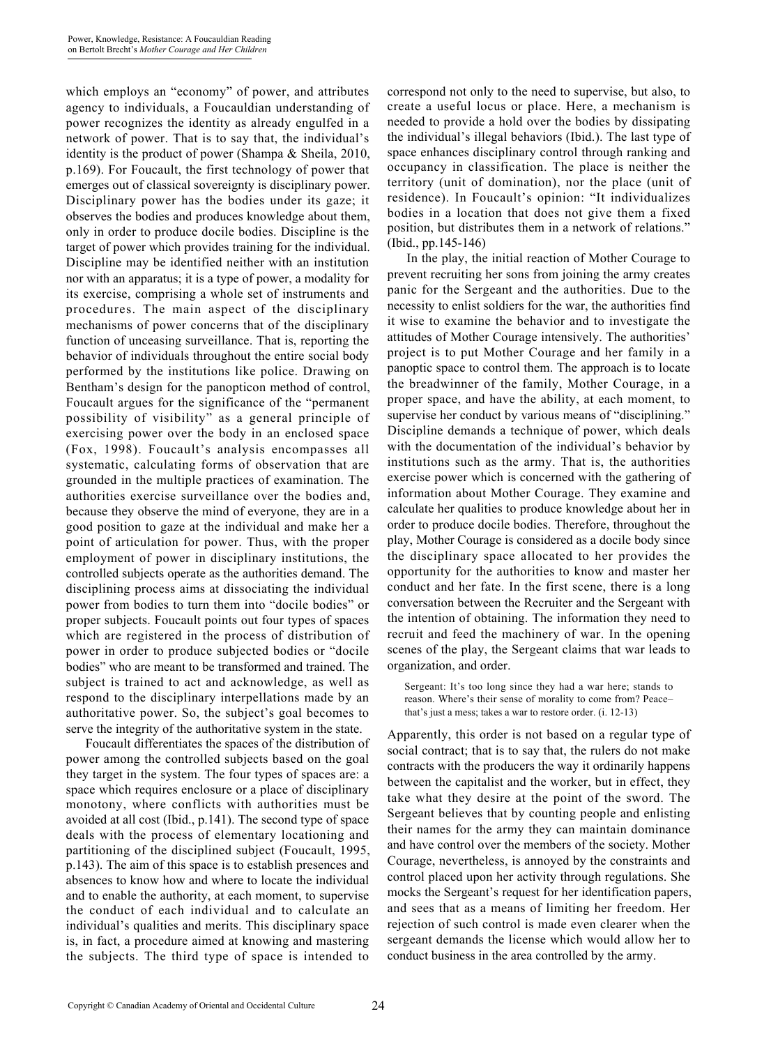which employs an "economy" of power, and attributes agency to individuals, a Foucauldian understanding of power recognizes the identity as already engulfed in a network of power. That is to say that, the individual's identity is the product of power (Shampa & Sheila, 2010, p.169). For Foucault, the first technology of power that emerges out of classical sovereignty is disciplinary power. Disciplinary power has the bodies under its gaze; it observes the bodies and produces knowledge about them, only in order to produce docile bodies. Discipline is the target of power which provides training for the individual. Discipline may be identified neither with an institution nor with an apparatus; it is a type of power, a modality for its exercise, comprising a whole set of instruments and procedures. The main aspect of the disciplinary mechanisms of power concerns that of the disciplinary function of unceasing surveillance. That is, reporting the behavior of individuals throughout the entire social body performed by the institutions like police. Drawing on Bentham's design for the panopticon method of control, Foucault argues for the significance of the "permanent possibility of visibility" as a general principle of exercising power over the body in an enclosed space (Fox, 1998). Foucault's analysis encompasses all systematic, calculating forms of observation that are grounded in the multiple practices of examination. The authorities exercise surveillance over the bodies and, because they observe the mind of everyone, they are in a good position to gaze at the individual and make her a point of articulation for power. Thus, with the proper employment of power in disciplinary institutions, the controlled subjects operate as the authorities demand. The disciplining process aims at dissociating the individual power from bodies to turn them into "docile bodies" or proper subjects. Foucault points out four types of spaces which are registered in the process of distribution of power in order to produce subjected bodies or "docile bodies" who are meant to be transformed and trained. The subject is trained to act and acknowledge, as well as respond to the disciplinary interpellations made by an authoritative power. So, the subject's goal becomes to serve the integrity of the authoritative system in the state.

Foucault differentiates the spaces of the distribution of power among the controlled subjects based on the goal they target in the system. The four types of spaces are: a space which requires enclosure or a place of disciplinary monotony, where conflicts with authorities must be avoided at all cost (Ibid., p.141). The second type of space deals with the process of elementary locationing and partitioning of the disciplined subject (Foucault, 1995, p.143). The aim of this space is to establish presences and absences to know how and where to locate the individual and to enable the authority, at each moment, to supervise the conduct of each individual and to calculate an individual's qualities and merits. This disciplinary space is, in fact, a procedure aimed at knowing and mastering the subjects. The third type of space is intended to correspond not only to the need to supervise, but also, to create a useful locus or place. Here, a mechanism is needed to provide a hold over the bodies by dissipating the individual's illegal behaviors (Ibid.). The last type of space enhances disciplinary control through ranking and occupancy in classification. The place is neither the territory (unit of domination), nor the place (unit of residence). In Foucault's opinion: "It individualizes bodies in a location that does not give them a fixed position, but distributes them in a network of relations." (Ibid., pp.145-146)

In the play, the initial reaction of Mother Courage to prevent recruiting her sons from joining the army creates panic for the Sergeant and the authorities. Due to the necessity to enlist soldiers for the war, the authorities find it wise to examine the behavior and to investigate the attitudes of Mother Courage intensively. The authorities' project is to put Mother Courage and her family in a panoptic space to control them. The approach is to locate the breadwinner of the family, Mother Courage, in a proper space, and have the ability, at each moment, to supervise her conduct by various means of "disciplining." Discipline demands a technique of power, which deals with the documentation of the individual's behavior by institutions such as the army. That is, the authorities exercise power which is concerned with the gathering of information about Mother Courage. They examine and calculate her qualities to produce knowledge about her in order to produce docile bodies. Therefore, throughout the play, Mother Courage is considered as a docile body since the disciplinary space allocated to her provides the opportunity for the authorities to know and master her conduct and her fate. In the first scene, there is a long conversation between the Recruiter and the Sergeant with the intention of obtaining. The information they need to recruit and feed the machinery of war. In the opening scenes of the play, the Sergeant claims that war leads to organization, and order.

> Sergeant: It's too long since they had a war here; stands to reason. Where's their sense of morality to come from? Peace– that's just a mess; takes a war to restore order. (i. 12-13)

Apparently, this order is not based on a regular type of social contract; that is to say that, the rulers do not make contracts with the producers the way it ordinarily happens between the capitalist and the worker, but in effect, they take what they desire at the point of the sword. The Sergeant believes that by counting people and enlisting their names for the army they can maintain dominance and have control over the members of the society. Mother Courage, nevertheless, is annoyed by the constraints and control placed upon her activity through regulations. She mocks the Sergeant's request for her identification papers, and sees that as a means of limiting her freedom. Her rejection of such control is made even clearer when the sergeant demands the license which would allow her to conduct business in the area controlled by the army.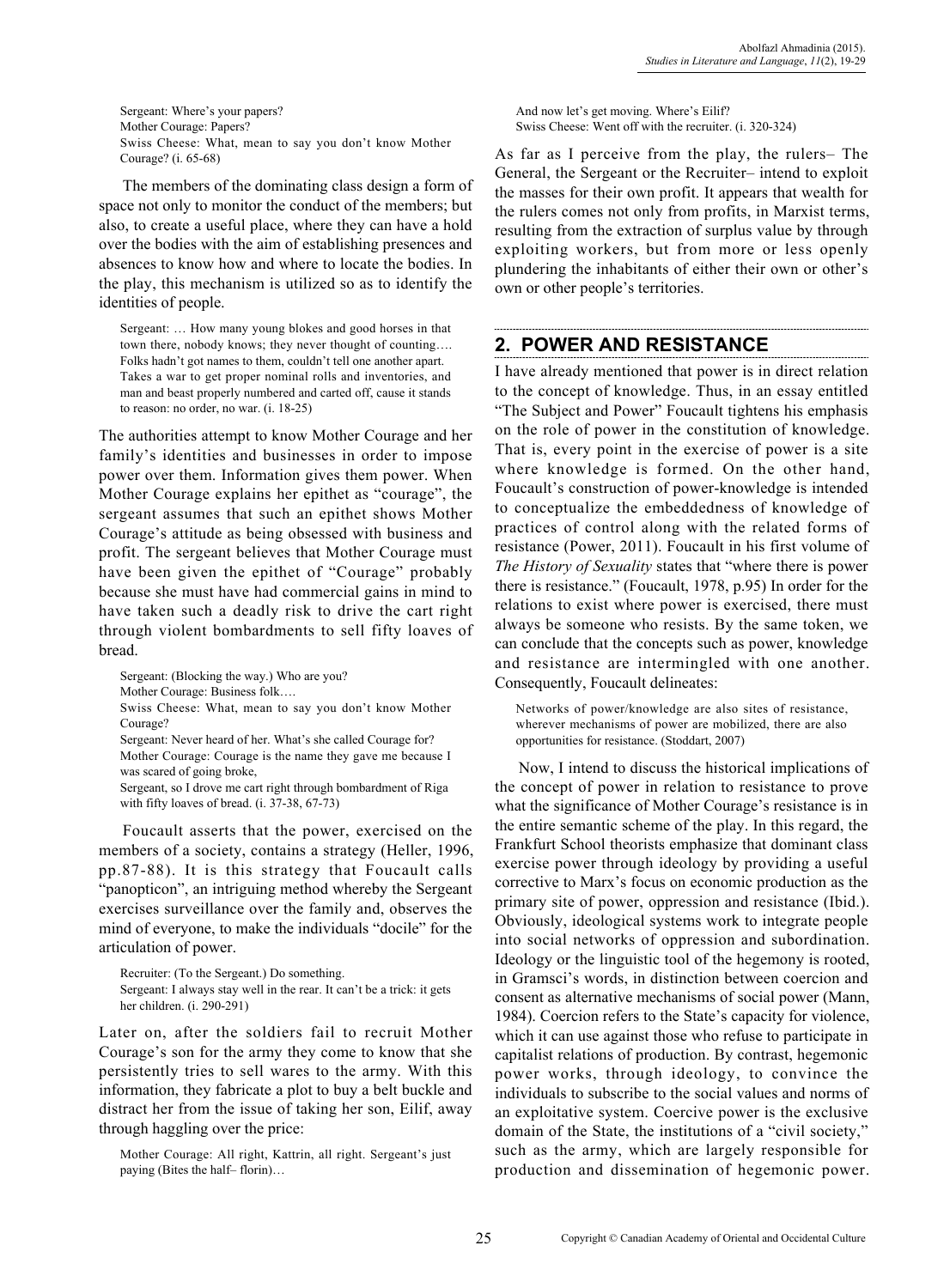> Sergeant: Where's your papers?
> Mother Courage: Papers?
> Swiss Cheese: What, mean to say you don't know Mother Courage? (i. 65-68)

The members of the dominating class design a form of space not only to monitor the conduct of the members; but also, to create a useful place, where they can have a hold over the bodies with the aim of establishing presences and absences to know how and where to locate the bodies. In the play, this mechanism is utilized so as to identify the identities of people.

> Sergeant: … How many young blokes and good horses in that town there, nobody knows; they never thought of counting…. Folks hadn't got names to them, couldn't tell one another apart. Takes a war to get proper nominal rolls and inventories, and man and beast properly numbered and carted off, cause it stands to reason: no order, no war. (i. 18-25)

The authorities attempt to know Mother Courage and her family's identities and businesses in order to impose power over them. Information gives them power. When Mother Courage explains her epithet as "courage", the sergeant assumes that such an epithet shows Mother Courage's attitude as being obsessed with business and profit. The sergeant believes that Mother Courage must have been given the epithet of "Courage" probably because she must have had commercial gains in mind to have taken such a deadly risk to drive the cart right through violent bombardments to sell fifty loaves of bread.

> Sergeant: (Blocking the way.) Who are you?
> Mother Courage: Business folk….
> Swiss Cheese: What, mean to say you don't know Mother Courage?
> Sergeant: Never heard of her. What's she called Courage for?
> Mother Courage: Courage is the name they gave me because I was scared of going broke,
> Sergeant, so I drove me cart right through bombardment of Riga with fifty loaves of bread. (i. 37-38, 67-73)

Foucault asserts that the power, exercised on the members of a society, contains a strategy (Heller, 1996, pp.87-88). It is this strategy that Foucault calls "panopticon", an intriguing method whereby the Sergeant exercises surveillance over the family and, observes the mind of everyone, to make the individuals "docile" for the articulation of power.

> Recruiter: (To the Sergeant.) Do something.
> Sergeant: I always stay well in the rear. It can't be a trick: it gets her children. (i. 290-291)

Later on, after the soldiers fail to recruit Mother Courage's son for the army they come to know that she persistently tries to sell wares to the army. With this information, they fabricate a plot to buy a belt buckle and distract her from the issue of taking her son, Eilif, away through haggling over the price:

> Mother Courage: All right, Kattrin, all right. Sergeant's just paying (Bites the half– florin)…
> And now let's get moving. Where's Eilif?
> Swiss Cheese: Went off with the recruiter. (i. 320-324)

As far as I perceive from the play, the rulers– The General, the Sergeant or the Recruiter– intend to exploit the masses for their own profit. It appears that wealth for the rulers comes not only from profits, in Marxist terms, resulting from the extraction of surplus value by through exploiting workers, but from more or less openly plundering the inhabitants of either their own or other's own or other people's territories.

## 2. POWER AND RESISTANCE

I have already mentioned that power is in direct relation to the concept of knowledge. Thus, in an essay entitled "The Subject and Power" Foucault tightens his emphasis on the role of power in the constitution of knowledge. That is, every point in the exercise of power is a site where knowledge is formed. On the other hand, Foucault's construction of power-knowledge is intended to conceptualize the embeddedness of knowledge of practices of control along with the related forms of resistance (Power, 2011). Foucault in his first volume of *The History of Sexuality* states that "where there is power there is resistance." (Foucault, 1978, p.95) In order for the relations to exist where power is exercised, there must always be someone who resists. By the same token, we can conclude that the concepts such as power, knowledge and resistance are intermingled with one another. Consequently, Foucault delineates:

> Networks of power/knowledge are also sites of resistance, wherever mechanisms of power are mobilized, there are also opportunities for resistance. (Stoddart, 2007)

Now, I intend to discuss the historical implications of the concept of power in relation to resistance to prove what the significance of Mother Courage's resistance is in the entire semantic scheme of the play. In this regard, the Frankfurt School theorists emphasize that dominant class exercise power through ideology by providing a useful corrective to Marx's focus on economic production as the primary site of power, oppression and resistance (Ibid.). Obviously, ideological systems work to integrate people into social networks of oppression and subordination. Ideology or the linguistic tool of the hegemony is rooted, in Gramsci's words, in distinction between coercion and consent as alternative mechanisms of social power (Mann, 1984). Coercion refers to the State's capacity for violence, which it can use against those who refuse to participate in capitalist relations of production. By contrast, hegemonic power works, through ideology, to convince the individuals to subscribe to the social values and norms of an exploitative system. Coercive power is the exclusive domain of the State, the institutions of a "civil society," such as the army, which are largely responsible for production and dissemination of hegemonic power.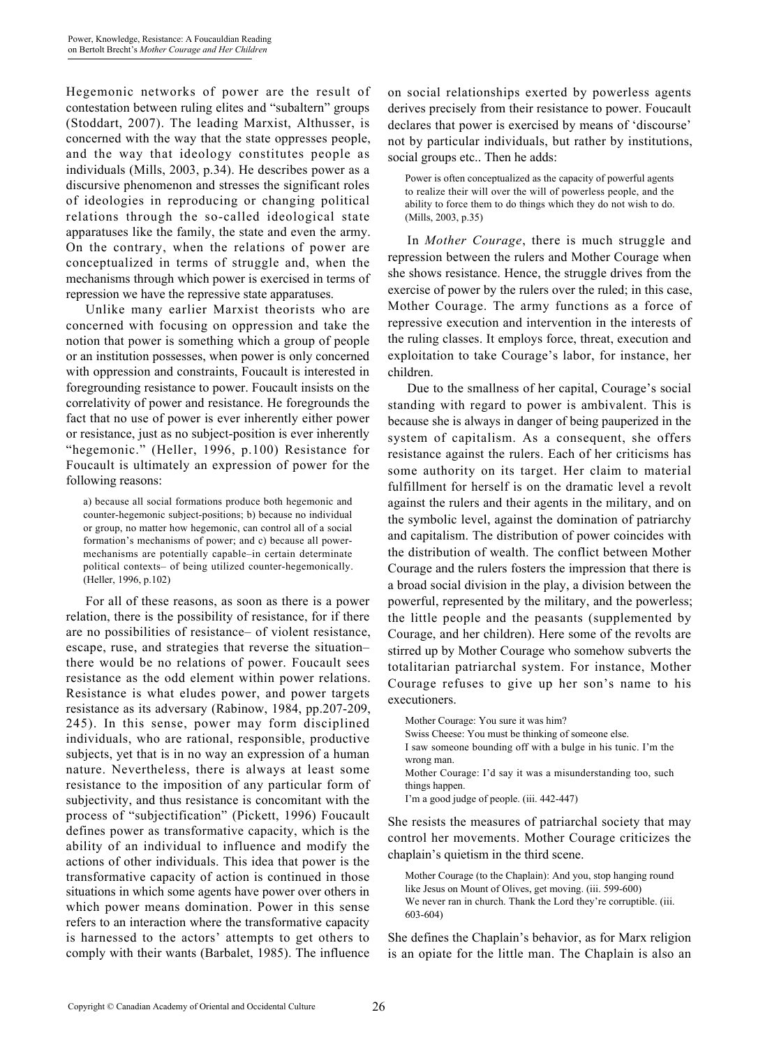Hegemonic networks of power are the result of contestation between ruling elites and "subaltern" groups (Stoddart, 2007). The leading Marxist, Althusser, is concerned with the way that the state oppresses people, and the way that ideology constitutes people as individuals (Mills, 2003, p.34). He describes power as a discursive phenomenon and stresses the significant roles of ideologies in reproducing or changing political relations through the so-called ideological state apparatuses like the family, the state and even the army. On the contrary, when the relations of power are conceptualized in terms of struggle and, when the mechanisms through which power is exercised in terms of repression we have the repressive state apparatuses.

Unlike many earlier Marxist theorists who are concerned with focusing on oppression and take the notion that power is something which a group of people or an institution possesses, when power is only concerned with oppression and constraints, Foucault is interested in foregrounding resistance to power. Foucault insists on the correlativity of power and resistance. He foregrounds the fact that no use of power is ever inherently either power or resistance, just as no subject-position is ever inherently "hegemonic." (Heller, 1996, p.100) Resistance for Foucault is ultimately an expression of power for the following reasons:

> a) because all social formations produce both hegemonic and counter-hegemonic subject-positions; b) because no individual or group, no matter how hegemonic, can control all of a social formation's mechanisms of power; and c) because all power-mechanisms are potentially capable–in certain determinate political contexts– of being utilized counter-hegemonically. (Heller, 1996, p.102)

For all of these reasons, as soon as there is a power relation, there is the possibility of resistance, for if there are no possibilities of resistance– of violent resistance, escape, ruse, and strategies that reverse the situation– there would be no relations of power. Foucault sees resistance as the odd element within power relations. Resistance is what eludes power, and power targets resistance as its adversary (Rabinow, 1984, pp.207-209, 245). In this sense, power may form disciplined individuals, who are rational, responsible, productive subjects, yet that is in no way an expression of a human nature. Nevertheless, there is always at least some resistance to the imposition of any particular form of subjectivity, and thus resistance is concomitant with the process of "subjectification" (Pickett, 1996) Foucault defines power as transformative capacity, which is the ability of an individual to influence and modify the actions of other individuals. This idea that power is the transformative capacity of action is continued in those situations in which some agents have power over others in which power means domination. Power in this sense refers to an interaction where the transformative capacity is harnessed to the actors' attempts to get others to comply with their wants (Barbalet, 1985). The influence on social relationships exerted by powerless agents derives precisely from their resistance to power. Foucault declares that power is exercised by means of 'discourse' not by particular individuals, but rather by institutions, social groups etc.. Then he adds:

> Power is often conceptualized as the capacity of powerful agents to realize their will over the will of powerless people, and the ability to force them to do things which they do not wish to do. (Mills, 2003, p.35)

In *Mother Courage*, there is much struggle and repression between the rulers and Mother Courage when she shows resistance. Hence, the struggle drives from the exercise of power by the rulers over the ruled; in this case, Mother Courage. The army functions as a force of repressive execution and intervention in the interests of the ruling classes. It employs force, threat, execution and exploitation to take Courage's labor, for instance, her children.

Due to the smallness of her capital, Courage's social standing with regard to power is ambivalent. This is because she is always in danger of being pauperized in the system of capitalism. As a consequent, she offers resistance against the rulers. Each of her criticisms has some authority on its target. Her claim to material fulfillment for herself is on the dramatic level a revolt against the rulers and their agents in the military, and on the symbolic level, against the domination of patriarchy and capitalism. The distribution of power coincides with the distribution of wealth. The conflict between Mother Courage and the rulers fosters the impression that there is a broad social division in the play, a division between the powerful, represented by the military, and the powerless; the little people and the peasants (supplemented by Courage, and her children). Here some of the revolts are stirred up by Mother Courage who somehow subverts the totalitarian patriarchal system. For instance, Mother Courage refuses to give up her son's name to his executioners.

> Mother Courage: You sure it was him?
> Swiss Cheese: You must be thinking of someone else.
> I saw someone bounding off with a bulge in his tunic. I'm the wrong man.
> Mother Courage: I'd say it was a misunderstanding too, such things happen.
> I'm a good judge of people. (iii. 442-447)

She resists the measures of patriarchal society that may control her movements. Mother Courage criticizes the chaplain's quietism in the third scene.

> Mother Courage (to the Chaplain): And you, stop hanging round like Jesus on Mount of Olives, get moving. (iii. 599-600)
> We never ran in church. Thank the Lord they're corruptible. (iii. 603-604)

She defines the Chaplain's behavior, as for Marx religion is an opiate for the little man. The Chaplain is also an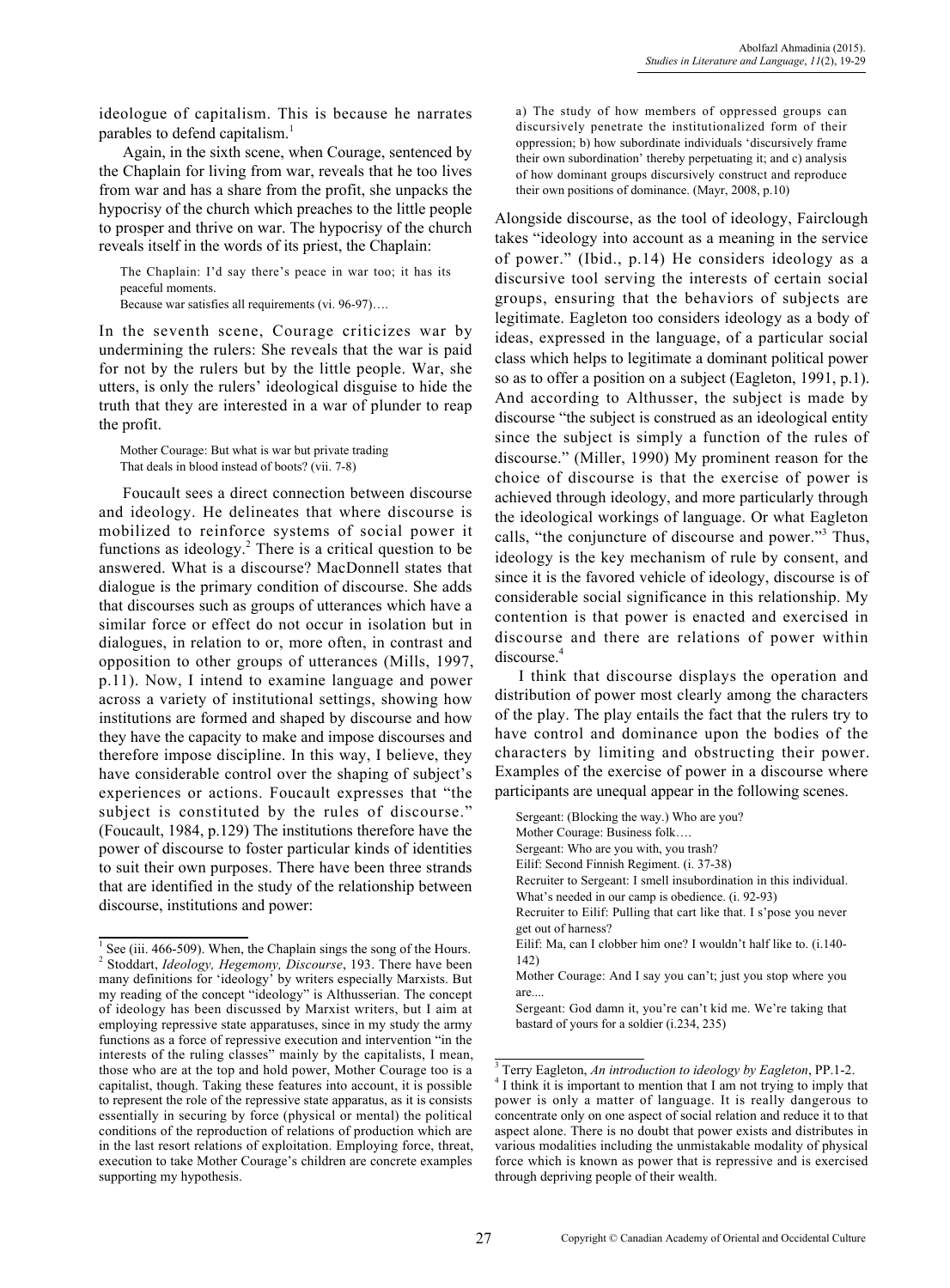ideologue of capitalism. This is because he narrates parables to defend capitalism.[1]

Again, in the sixth scene, when Courage, sentenced by the Chaplain for living from war, reveals that he too lives from war and has a share from the profit, she unpacks the hypocrisy of the church which preaches to the little people to prosper and thrive on war. The hypocrisy of the church reveals itself in the words of its priest, the Chaplain:

> The Chaplain: I'd say there's peace in war too; it has its peaceful moments.
> Because war satisfies all requirements (vi. 96-97)….

In the seventh scene, Courage criticizes war by undermining the rulers: She reveals that the war is paid for not by the rulers but by the little people. War, she utters, is only the rulers' ideological disguise to hide the truth that they are interested in a war of plunder to reap the profit.

> Mother Courage: But what is war but private trading
> That deals in blood instead of boots? (vii. 7-8)

Foucault sees a direct connection between discourse and ideology. He delineates that where discourse is mobilized to reinforce systems of social power it functions as ideology.[2] There is a critical question to be answered. What is a discourse? MacDonnell states that dialogue is the primary condition of discourse. She adds that discourses such as groups of utterances which have a similar force or effect do not occur in isolation but in dialogues, in relation to or, more often, in contrast and opposition to other groups of utterances (Mills, 1997, p.11). Now, I intend to examine language and power across a variety of institutional settings, showing how institutions are formed and shaped by discourse and how they have the capacity to make and impose discourses and therefore impose discipline. In this way, I believe, they have considerable control over the shaping of subject's experiences or actions. Foucault expresses that "the subject is constituted by the rules of discourse." (Foucault, 1984, p.129) The institutions therefore have the power of discourse to foster particular kinds of identities to suit their own purposes. There have been three strands that are identified in the study of the relationship between discourse, institutions and power:

> a) The study of how members of oppressed groups can discursively penetrate the institutionalized form of their oppression; b) how subordinate individuals 'discursively frame their own subordination' thereby perpetuating it; and c) analysis of how dominant groups discursively construct and reproduce their own positions of dominance. (Mayr, 2008, p.10)

Alongside discourse, as the tool of ideology, Fairclough takes "ideology into account as a meaning in the service of power." (Ibid., p.14) He considers ideology as a discursive tool serving the interests of certain social groups, ensuring that the behaviors of subjects are legitimate. Eagleton too considers ideology as a body of ideas, expressed in the language, of a particular social class which helps to legitimate a dominant political power so as to offer a position on a subject (Eagleton, 1991, p.1). And according to Althusser, the subject is made by discourse "the subject is construed as an ideological entity since the subject is simply a function of the rules of discourse." (Miller, 1990) My prominent reason for the choice of discourse is that the exercise of power is achieved through ideology, and more particularly through the ideological workings of language. Or what Eagleton calls, "the conjuncture of discourse and power."[3] Thus, ideology is the key mechanism of rule by consent, and since it is the favored vehicle of ideology, discourse is of considerable social significance in this relationship. My contention is that power is enacted and exercised in discourse and there are relations of power within discourse.[4]

I think that discourse displays the operation and distribution of power most clearly among the characters of the play. The play entails the fact that the rulers try to have control and dominance upon the bodies of the characters by limiting and obstructing their power. Examples of the exercise of power in a discourse where participants are unequal appear in the following scenes.

> Sergeant: (Blocking the way.) Who are you?
> Mother Courage: Business folk….
> Sergeant: Who are you with, you trash?
> Eilif: Second Finnish Regiment. (i. 37-38)
> Recruiter to Sergeant: I smell insubordination in this individual. What's needed in our camp is obedience. (i. 92-93)
> Recruiter to Eilif: Pulling that cart like that. I s'pose you never get out of harness?
> Eilif: Ma, can I clobber him one? I wouldn't half like to. (i.140-142)
> Mother Courage: And I say you can't; just you stop where you are....
> Sergeant: God damn it, you're can't kid me. We're taking that bastard of yours for a soldier (i.234, 235)

---

[1] See (iii. 466-509). When, the Chaplain sings the song of the Hours.

[2] Stoddart, *Ideology, Hegemony, Discourse*, 193. There have been many definitions for 'ideology' by writers especially Marxists. But my reading of the concept "ideology" is Althusserian. The concept of ideology has been discussed by Marxist writers, but I aim at employing repressive state apparatuses, since in my study the army functions as a force of repressive execution and intervention "in the interests of the ruling classes" mainly by the capitalists, I mean, those who are at the top and hold power, Mother Courage too is a capitalist, though. Taking these features into account, it is possible to represent the role of the repressive state apparatus, as it is consists essentially in securing by force (physical or mental) the political conditions of the reproduction of relations of production which are in the last resort relations of exploitation. Employing force, threat, execution to take Mother Courage's children are concrete examples supporting my hypothesis.

[3] Terry Eagleton, *An introduction to ideology by Eagleton*, PP.1-2.

[4] I think it is important to mention that I am not trying to imply that power is only a matter of language. It is really dangerous to concentrate only on one aspect of social relation and reduce it to that aspect alone. There is no doubt that power exists and distributes in various modalities including the unmistakable modality of physical force which is known as power that is repressive and is exercised through depriving people of their wealth.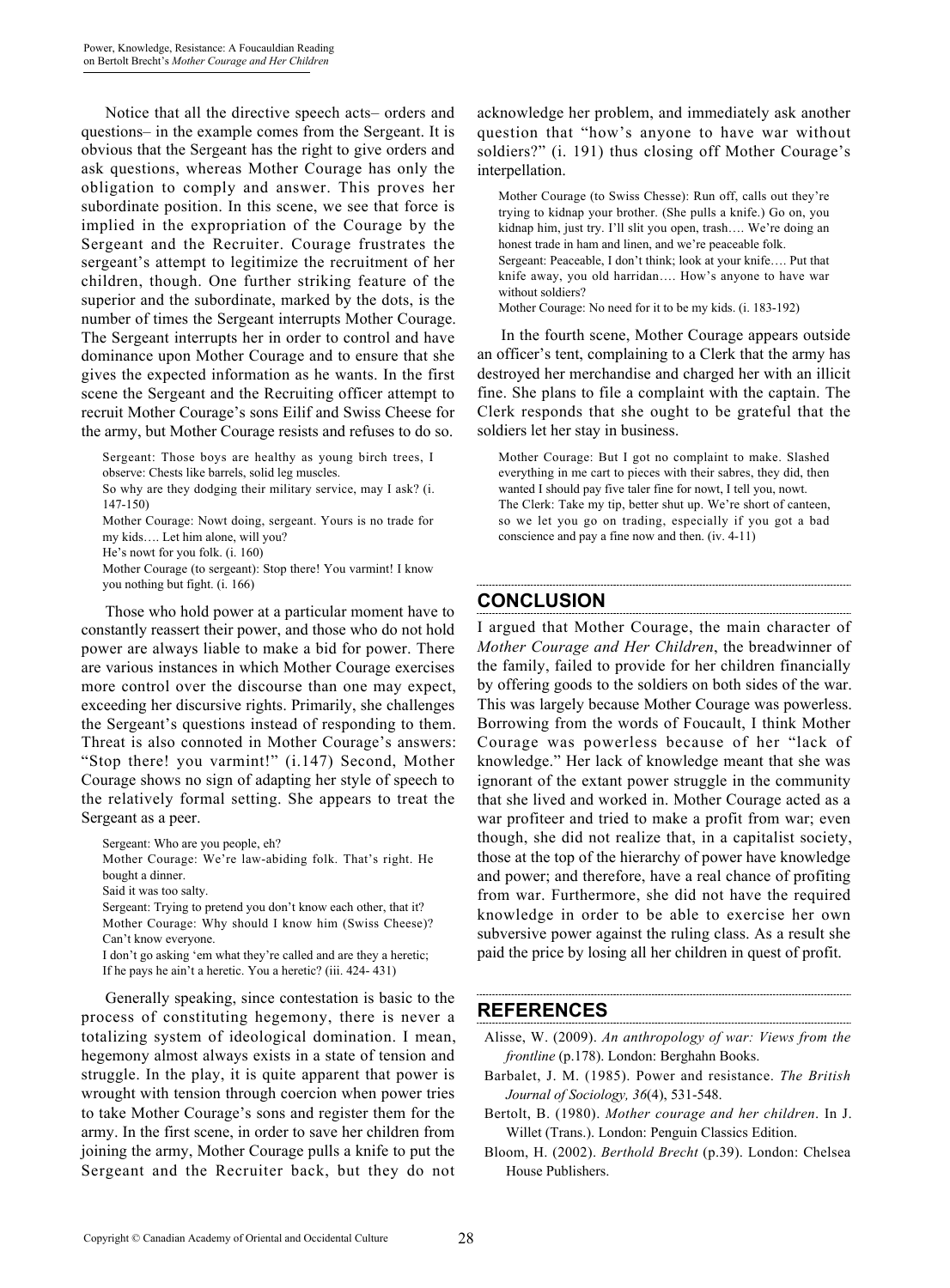Notice that all the directive speech acts– orders and questions– in the example comes from the Sergeant. It is obvious that the Sergeant has the right to give orders and ask questions, whereas Mother Courage has only the obligation to comply and answer. This proves her subordinate position. In this scene, we see that force is implied in the expropriation of the Courage by the Sergeant and the Recruiter. Courage frustrates the sergeant's attempt to legitimize the recruitment of her children, though. One further striking feature of the superior and the subordinate, marked by the dots, is the number of times the Sergeant interrupts Mother Courage. The Sergeant interrupts her in order to control and have dominance upon Mother Courage and to ensure that she gives the expected information as he wants. In the first scene the Sergeant and the Recruiting officer attempt to recruit Mother Courage's sons Eilif and Swiss Cheese for the army, but Mother Courage resists and refuses to do so.

> Sergeant: Those boys are healthy as young birch trees, I observe: Chests like barrels, solid leg muscles.
> So why are they dodging their military service, may I ask? (i. 147-150)
> Mother Courage: Nowt doing, sergeant. Yours is no trade for my kids…. Let him alone, will you?
> He's nowt for you folk. (i. 160)
> Mother Courage (to sergeant): Stop there! You varmint! I know you nothing but fight. (i. 166)

Those who hold power at a particular moment have to constantly reassert their power, and those who do not hold power are always liable to make a bid for power. There are various instances in which Mother Courage exercises more control over the discourse than one may expect, exceeding her discursive rights. Primarily, she challenges the Sergeant's questions instead of responding to them. Threat is also connoted in Mother Courage's answers: "Stop there! you varmint!" (i.147) Second, Mother Courage shows no sign of adapting her style of speech to the relatively formal setting. She appears to treat the Sergeant as a peer.

> Sergeant: Who are you people, eh?
> Mother Courage: We're law-abiding folk. That's right. He bought a dinner.
> Said it was too salty.
> Sergeant: Trying to pretend you don't know each other, that it?
> Mother Courage: Why should I know him (Swiss Cheese)? Can't know everyone.
> I don't go asking 'em what they're called and are they a heretic; If he pays he ain't a heretic. You a heretic? (iii. 424- 431)

Generally speaking, since contestation is basic to the process of constituting hegemony, there is never a totalizing system of ideological domination. I mean, hegemony almost always exists in a state of tension and struggle. In the play, it is quite apparent that power is wrought with tension through coercion when power tries to take Mother Courage's sons and register them for the army. In the first scene, in order to save her children from joining the army, Mother Courage pulls a knife to put the Sergeant and the Recruiter back, but they do not acknowledge her problem, and immediately ask another question that "how's anyone to have war without soldiers?" (i. 191) thus closing off Mother Courage's interpellation.

> Mother Courage (to Swiss Chesse): Run off, calls out they're trying to kidnap your brother. (She pulls a knife.) Go on, you kidnap him, just try. I'll slit you open, trash…. We're doing an honest trade in ham and linen, and we're peaceable folk.
> Sergeant: Peaceable, I don't think; look at your knife…. Put that knife away, you old harridan…. How's anyone to have war without soldiers?
> Mother Courage: No need for it to be my kids. (i. 183-192)

In the fourth scene, Mother Courage appears outside an officer's tent, complaining to a Clerk that the army has destroyed her merchandise and charged her with an illicit fine. She plans to file a complaint with the captain. The Clerk responds that she ought to be grateful that the soldiers let her stay in business.

> Mother Courage: But I got no complaint to make. Slashed everything in me cart to pieces with their sabres, they did, then wanted I should pay five taler fine for nowt, I tell you, nowt.
> The Clerk: Take my tip, better shut up. We're short of canteen, so we let you go on trading, especially if you got a bad conscience and pay a fine now and then. (iv. 4-11)

## CONCLUSION

I argued that Mother Courage, the main character of *Mother Courage and Her Children*, the breadwinner of the family, failed to provide for her children financially by offering goods to the soldiers on both sides of the war. This was largely because Mother Courage was powerless. Borrowing from the words of Foucault, I think Mother Courage was powerless because of her "lack of knowledge." Her lack of knowledge meant that she was ignorant of the extant power struggle in the community that she lived and worked in. Mother Courage acted as a war profiteer and tried to make a profit from war; even though, she did not realize that, in a capitalist society, those at the top of the hierarchy of power have knowledge and power; and therefore, have a real chance of profiting from war. Furthermore, she did not have the required knowledge in order to be able to exercise her own subversive power against the ruling class. As a result she paid the price by losing all her children in quest of profit.

## REFERENCES

Alisse, W. (2009). *An anthropology of war: Views from the frontline* (p.178). London: Berghahn Books.

Barbalet, J. M. (1985). Power and resistance. *The British Journal of Sociology, 36*(4), 531-548.

Bertolt, B. (1980). *Mother courage and her children*. In J. Willet (Trans.). London: Penguin Classics Edition.

Bloom, H. (2002). *Berthold Brecht* (p.39). London: Chelsea House Publishers.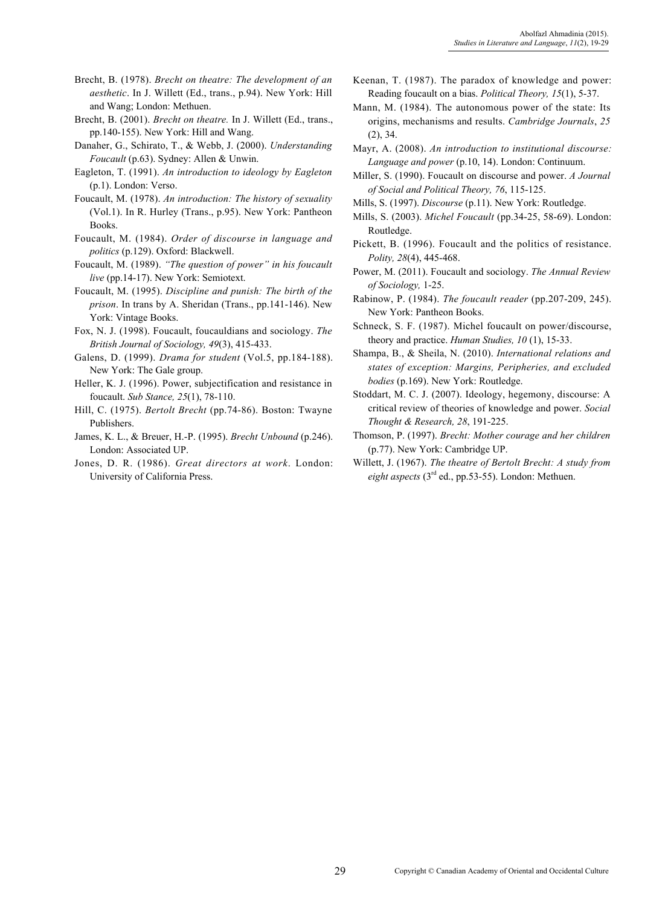Brecht, B. (1978). *Brecht on theatre: The development of an aesthetic*. In J. Willett (Ed., trans., p.94). New York: Hill and Wang; London: Methuen.

Brecht, B. (2001). *Brecht on theatre.* In J. Willett (Ed., trans., pp.140-155). New York: Hill and Wang.

Danaher, G., Schirato, T., & Webb, J. (2000). *Understanding Foucault* (p.63). Sydney: Allen & Unwin.

Eagleton, T. (1991). *An introduction to ideology by Eagleton* (p.1). London: Verso.

Foucault, M. (1978). *An introduction: The history of sexuality* (Vol.1). In R. Hurley (Trans., p.95). New York: Pantheon Books.

Foucault, M. (1984). *Order of discourse in language and politics* (p.129). Oxford: Blackwell.

Foucault, M. (1989). *"The question of power" in his foucault live* (pp.14-17). New York: Semiotext.

Foucault, M. (1995). *Discipline and punish: The birth of the prison*. In trans by A. Sheridan (Trans., pp.141-146). New York: Vintage Books.

Fox, N. J. (1998). Foucault, foucauldians and sociology. *The British Journal of Sociology, 49*(3), 415-433.

Galens, D. (1999). *Drama for student* (Vol.5, pp.184-188). New York: The Gale group.

Heller, K. J. (1996). Power, subjectification and resistance in foucault. *Sub Stance, 25*(1), 78-110.

Hill, C. (1975). *Bertolt Brecht* (pp.74-86). Boston: Twayne Publishers.

James, K. L., & Breuer, H.-P. (1995). *Brecht Unbound* (p.246). London: Associated UP.

Jones, D. R. (1986). *Great directors at work*. London: University of California Press.

Keenan, T. (1987). The paradox of knowledge and power: Reading foucault on a bias. *Political Theory, 15*(1), 5-37.

Mann, M. (1984). The autonomous power of the state: Its origins, mechanisms and results. *Cambridge Journals*, *25* (2), 34.

Mayr, A. (2008). *An introduction to institutional discourse: Language and power* (p.10, 14). London: Continuum.

Miller, S. (1990). Foucault on discourse and power. *A Journal of Social and Political Theory, 76*, 115-125.

Mills, S. (1997). *Discourse* (p.11). New York: Routledge.

Mills, S. (2003). *Michel Foucault* (pp.34-25, 58-69). London: Routledge.

Pickett, B. (1996). Foucault and the politics of resistance. *Polity, 28*(4), 445-468.

Power, M. (2011). Foucault and sociology. *The Annual Review of Sociology,* 1-25.

Rabinow, P. (1984). *The foucault reader* (pp.207-209, 245). New York: Pantheon Books.

Schneck, S. F. (1987). Michel foucault on power/discourse, theory and practice. *Human Studies, 10* (1), 15-33.

Shampa, B., & Sheila, N. (2010). *International relations and states of exception: Margins, Peripheries, and excluded bodies* (p.169). New York: Routledge.

Stoddart, M. C. J. (2007). Ideology, hegemony, discourse: A critical review of theories of knowledge and power. *Social Thought & Research, 28*, 191-225.

Thomson, P. (1997). *Brecht: Mother courage and her children* (p.77). New York: Cambridge UP.

Willett, J. (1967). *The theatre of Bertolt Brecht: A study from eight aspects* (3rd ed., pp.53-55). London: Methuen.